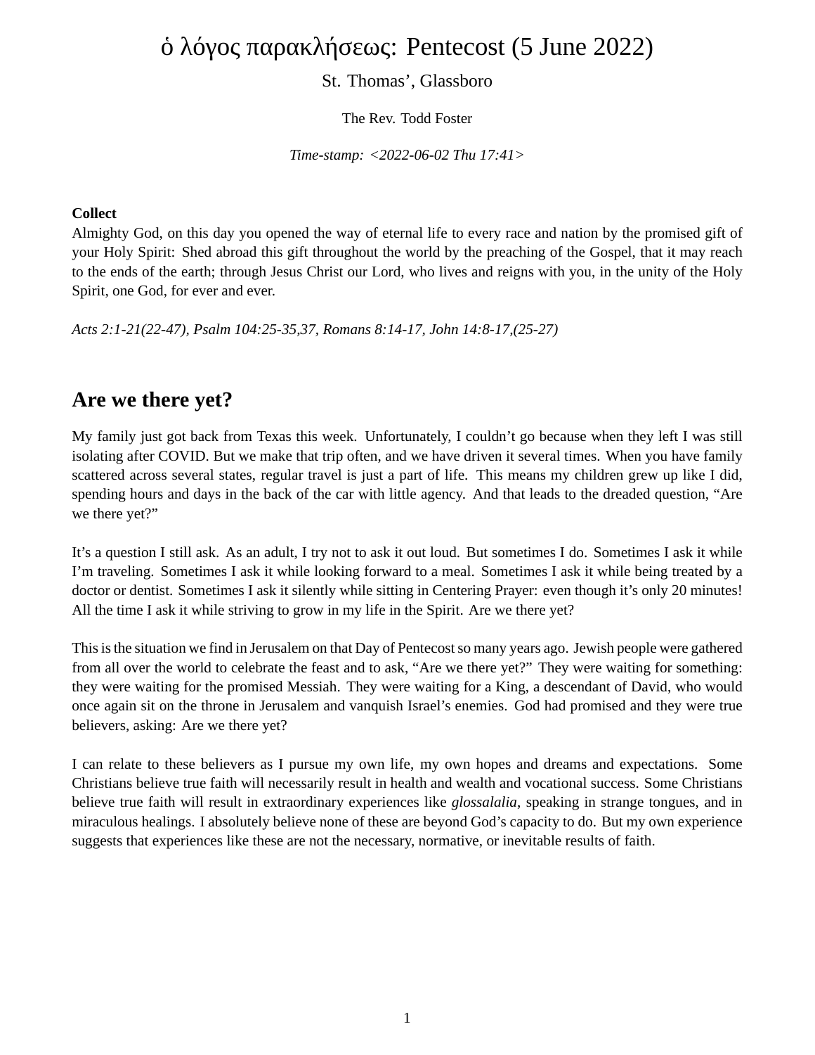# ὁ λόγος παρακλήσεως: Pentecost (5 June 2022)

St. Thomas', Glassboro

The Rev. Todd Foster

*Time-stamp: <2022-06-02 Thu 17:41>*

**Collect**
Almighty God, on this day you opened the way of eternal life to every race and nation by the promised gift of your Holy Spirit: Shed abroad this gift throughout the world by the preaching of the Gospel, that it may reach to the ends of the earth; through Jesus Christ our Lord, who lives and reigns with you, in the unity of the Holy Spirit, one God, for ever and ever.

*Acts 2:1-21(22-47), Psalm 104:25-35,37, Romans 8:14-17, John 14:8-17,(25-27)*

## Are we there yet?

My family just got back from Texas this week. Unfortunately, I couldn't go because when they left I was still isolating after COVID. But we make that trip often, and we have driven it several times. When you have family scattered across several states, regular travel is just a part of life. This means my children grew up like I did, spending hours and days in the back of the car with little agency. And that leads to the dreaded question, "Are we there yet?"

It's a question I still ask. As an adult, I try not to ask it out loud. But sometimes I do. Sometimes I ask it while I'm traveling. Sometimes I ask it while looking forward to a meal. Sometimes I ask it while being treated by a doctor or dentist. Sometimes I ask it silently while sitting in Centering Prayer: even though it's only 20 minutes! All the time I ask it while striving to grow in my life in the Spirit. Are we there yet?

This is the situation we find in Jerusalem on that Day of Pentecost so many years ago. Jewish people were gathered from all over the world to celebrate the feast and to ask, "Are we there yet?" They were waiting for something: they were waiting for the promised Messiah. They were waiting for a King, a descendant of David, who would once again sit on the throne in Jerusalem and vanquish Israel's enemies. God had promised and they were true believers, asking: Are we there yet?

I can relate to these believers as I pursue my own life, my own hopes and dreams and expectations. Some Christians believe true faith will necessarily result in health and wealth and vocational success. Some Christians believe true faith will result in extraordinary experiences like *glossalalia*, speaking in strange tongues, and in miraculous healings. I absolutely believe none of these are beyond God's capacity to do. But my own experience suggests that experiences like these are not the necessary, normative, or inevitable results of faith.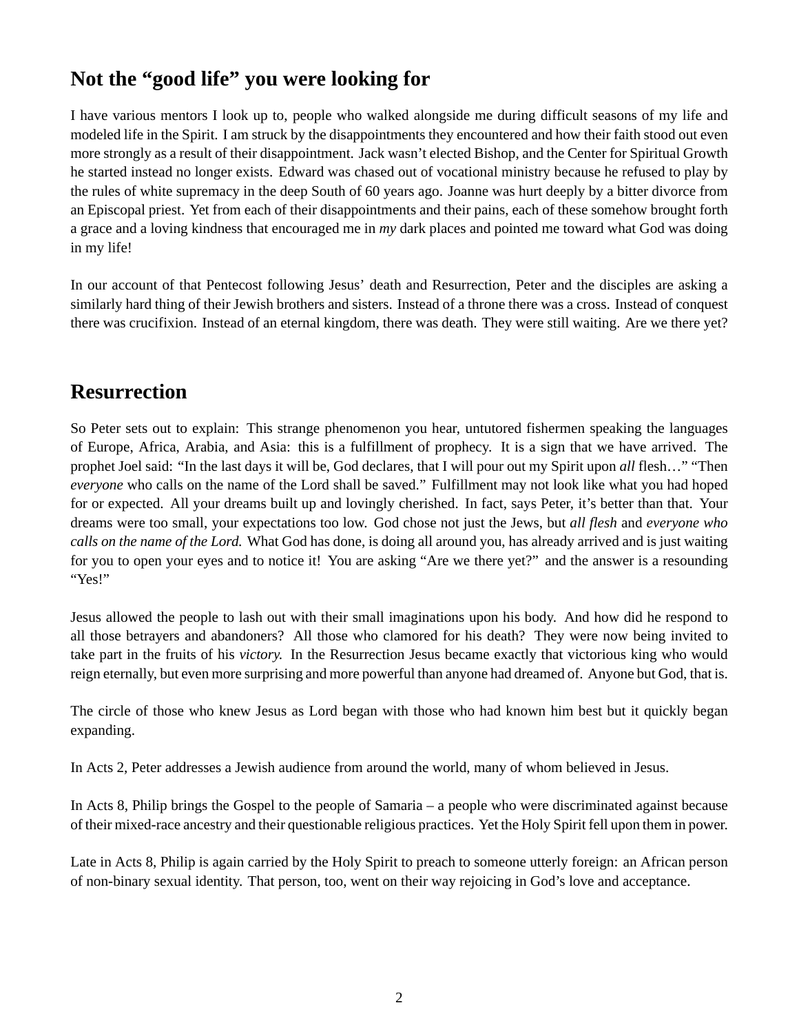## Not the "good life" you were looking for

I have various mentors I look up to, people who walked alongside me during difficult seasons of my life and modeled life in the Spirit. I am struck by the disappointments they encountered and how their faith stood out even more strongly as a result of their disappointment. Jack wasn't elected Bishop, and the Center for Spiritual Growth he started instead no longer exists. Edward was chased out of vocational ministry because he refused to play by the rules of white supremacy in the deep South of 60 years ago. Joanne was hurt deeply by a bitter divorce from an Episcopal priest. Yet from each of their disappointments and their pains, each of these somehow brought forth a grace and a loving kindness that encouraged me in *my* dark places and pointed me toward what God was doing in my life!

In our account of that Pentecost following Jesus' death and Resurrection, Peter and the disciples are asking a similarly hard thing of their Jewish brothers and sisters. Instead of a throne there was a cross. Instead of conquest there was crucifixion. Instead of an eternal kingdom, there was death. They were still waiting. Are we there yet?

## Resurrection

So Peter sets out to explain: This strange phenomenon you hear, untutored fishermen speaking the languages of Europe, Africa, Arabia, and Asia: this is a fulfillment of prophecy. It is a sign that we have arrived. The prophet Joel said: "In the last days it will be, God declares, that I will pour out my Spirit upon *all* flesh…" "Then *everyone* who calls on the name of the Lord shall be saved." Fulfillment may not look like what you had hoped for or expected. All your dreams built up and lovingly cherished. In fact, says Peter, it's better than that. Your dreams were too small, your expectations too low. God chose not just the Jews, but *all flesh* and *everyone who calls on the name of the Lord.* What God has done, is doing all around you, has already arrived and is just waiting for you to open your eyes and to notice it! You are asking "Are we there yet?" and the answer is a resounding "Yes!"

Jesus allowed the people to lash out with their small imaginations upon his body. And how did he respond to all those betrayers and abandoners? All those who clamored for his death? They were now being invited to take part in the fruits of his *victory.* In the Resurrection Jesus became exactly that victorious king who would reign eternally, but even more surprising and more powerful than anyone had dreamed of. Anyone but God, that is.

The circle of those who knew Jesus as Lord began with those who had known him best but it quickly began expanding.

In Acts 2, Peter addresses a Jewish audience from around the world, many of whom believed in Jesus.

In Acts 8, Philip brings the Gospel to the people of Samaria – a people who were discriminated against because of their mixed-race ancestry and their questionable religious practices. Yet the Holy Spirit fell upon them in power.

Late in Acts 8, Philip is again carried by the Holy Spirit to preach to someone utterly foreign: an African person of non-binary sexual identity. That person, too, went on their way rejoicing in God's love and acceptance.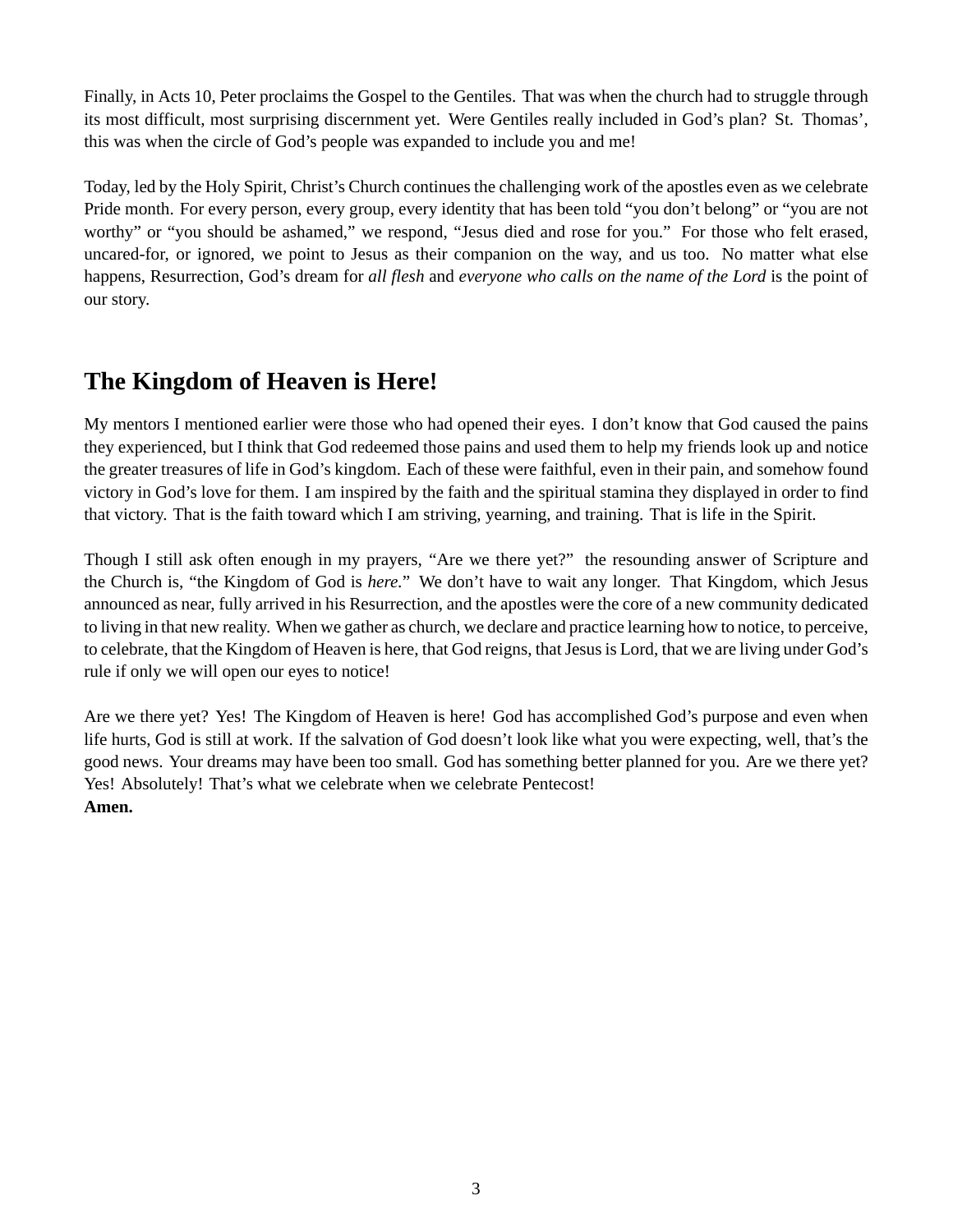Finally, in Acts 10, Peter proclaims the Gospel to the Gentiles. That was when the church had to struggle through its most difficult, most surprising discernment yet. Were Gentiles really included in God's plan? St. Thomas', this was when the circle of God's people was expanded to include you and me!

Today, led by the Holy Spirit, Christ's Church continues the challenging work of the apostles even as we celebrate Pride month. For every person, every group, every identity that has been told "you don't belong" or "you are not worthy" or "you should be ashamed," we respond, "Jesus died and rose for you." For those who felt erased, uncared-for, or ignored, we point to Jesus as their companion on the way, and us too. No matter what else happens, Resurrection, God's dream for *all flesh* and *everyone who calls on the name of the Lord* is the point of our story.

## The Kingdom of Heaven is Here!

My mentors I mentioned earlier were those who had opened their eyes. I don't know that God caused the pains they experienced, but I think that God redeemed those pains and used them to help my friends look up and notice the greater treasures of life in God's kingdom. Each of these were faithful, even in their pain, and somehow found victory in God's love for them. I am inspired by the faith and the spiritual stamina they displayed in order to find that victory. That is the faith toward which I am striving, yearning, and training. That is life in the Spirit.

Though I still ask often enough in my prayers, "Are we there yet?" the resounding answer of Scripture and the Church is, "the Kingdom of God is *here*." We don't have to wait any longer. That Kingdom, which Jesus announced as near, fully arrived in his Resurrection, and the apostles were the core of a new community dedicated to living in that new reality. When we gather as church, we declare and practice learning how to notice, to perceive, to celebrate, that the Kingdom of Heaven is here, that God reigns, that Jesus is Lord, that we are living under God's rule if only we will open our eyes to notice!

Are we there yet? Yes! The Kingdom of Heaven is here! God has accomplished God's purpose and even when life hurts, God is still at work. If the salvation of God doesn't look like what you were expecting, well, that's the good news. Your dreams may have been too small. God has something better planned for you. Are we there yet? Yes! Absolutely! That's what we celebrate when we celebrate Pentecost!
**Amen.**